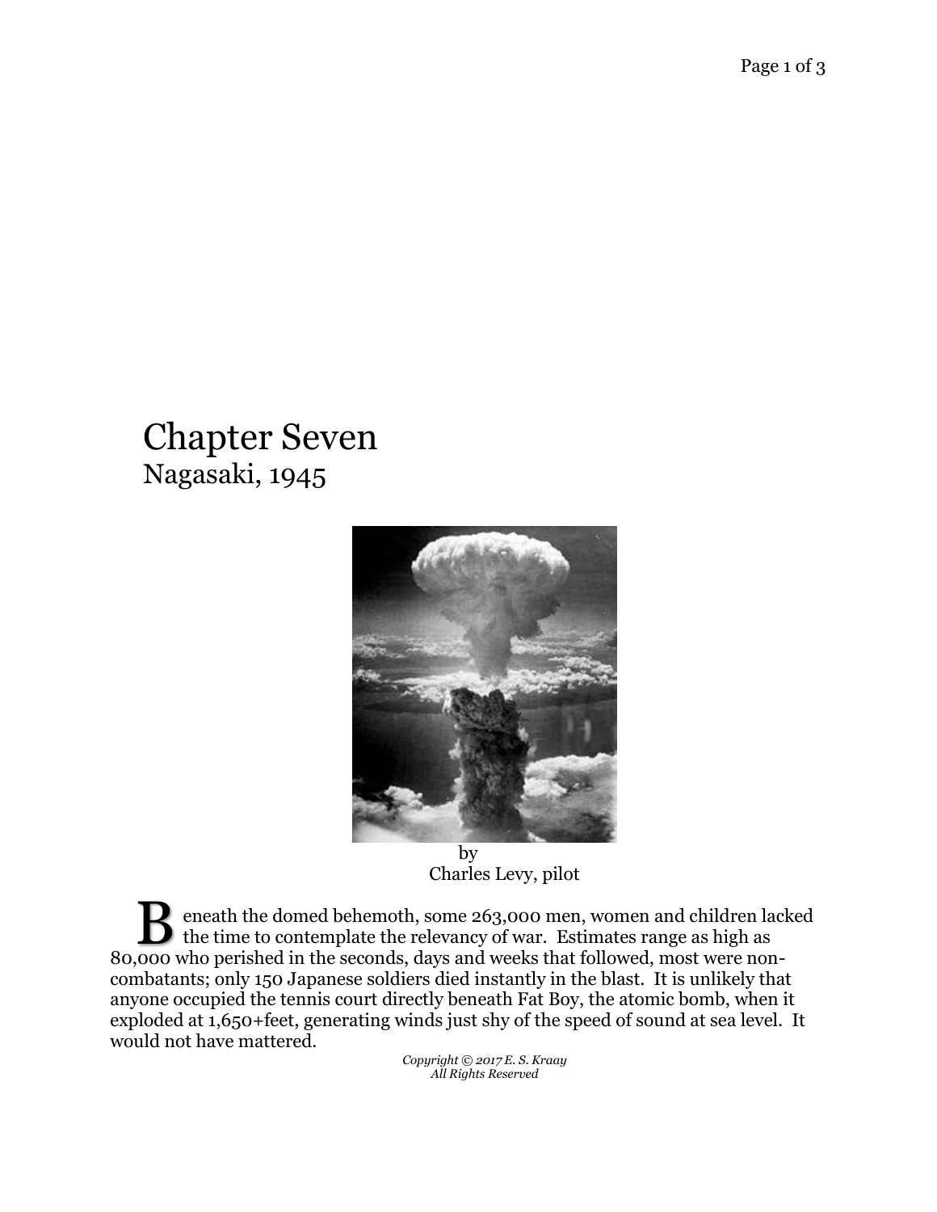# Chapter Seven

## Nagasaki, 1945

by
Charles Levy, pilot

Beneath the domed behemoth, some 263,000 men, women and children lacked the time to contemplate the relevancy of war. Estimates range as high as 80,000 who perished in the seconds, days and weeks that followed, most were non-combatants; only 150 Japanese soldiers died instantly in the blast. It is unlikely that anyone occupied the tennis court directly beneath Fat Boy, the atomic bomb, when it exploded at 1,650+feet, generating winds just shy of the speed of sound at sea level. It would not have mattered.

*Copyright © 2017 E. S. Kraay*
*All Rights Reserved*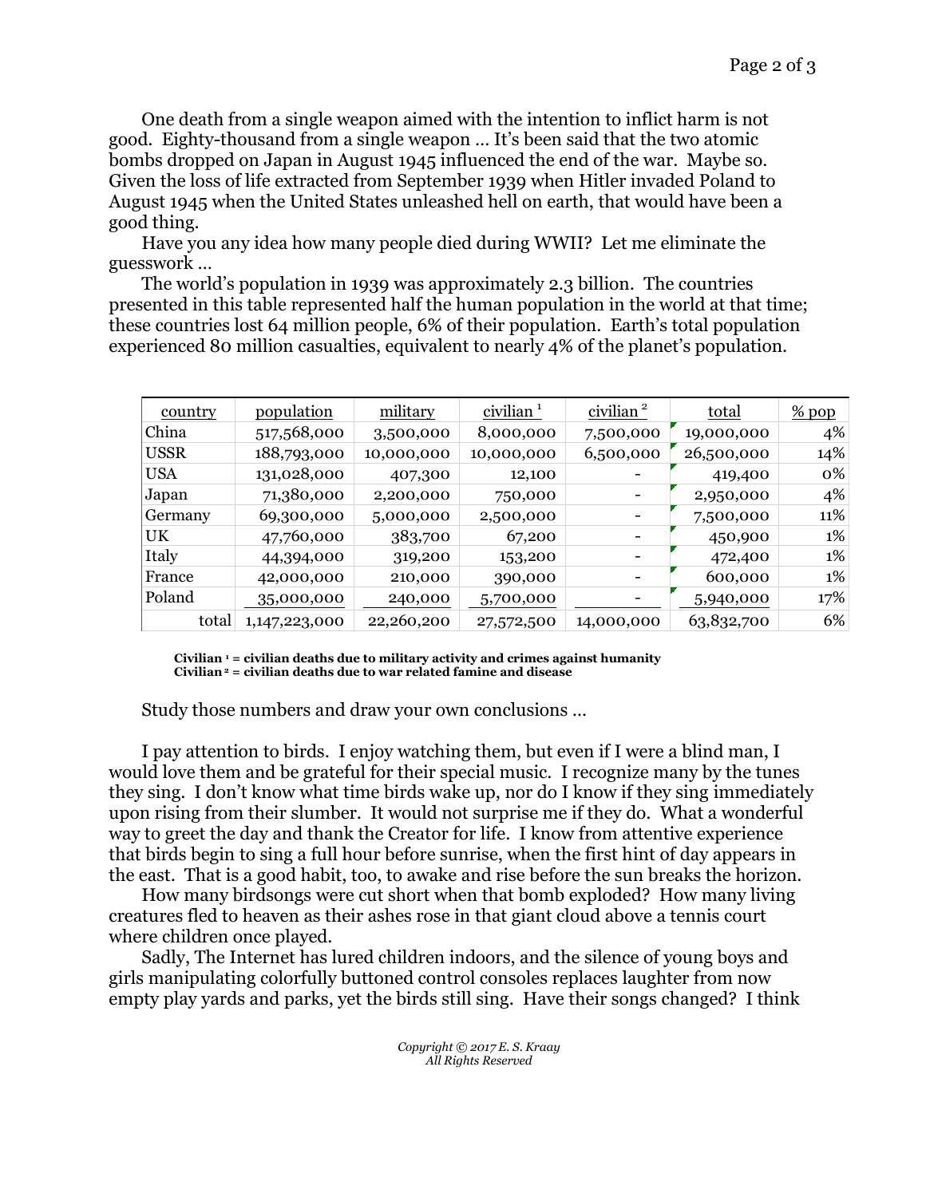One death from a single weapon aimed with the intention to inflict harm is not good. Eighty-thousand from a single weapon … It's been said that the two atomic bombs dropped on Japan in August 1945 influenced the end of the war. Maybe so. Given the loss of life extracted from September 1939 when Hitler invaded Poland to August 1945 when the United States unleashed hell on earth, that would have been a good thing.

Have you any idea how many people died during WWII? Let me eliminate the guesswork …

The world's population in 1939 was approximately 2.3 billion. The countries presented in this table represented half the human population in the world at that time; these countries lost 64 million people, 6% of their population. Earth's total population experienced 80 million casualties, equivalent to nearly 4% of the planet's population.

| country | population | military | civilian [1] | civilian [2] | total | % pop |
|---|---|---|---|---|---|---|
| China | 517,568,000 | 3,500,000 | 8,000,000 | 7,500,000 | 19,000,000 | 4% |
| USSR | 188,793,000 | 10,000,000 | 10,000,000 | 6,500,000 | 26,500,000 | 14% |
| USA | 131,028,000 | 407,300 | 12,100 | - | 419,400 | 0% |
| Japan | 71,380,000 | 2,200,000 | 750,000 | - | 2,950,000 | 4% |
| Germany | 69,300,000 | 5,000,000 | 2,500,000 | - | 7,500,000 | 11% |
| UK | 47,760,000 | 383,700 | 67,200 | - | 450,900 | 1% |
| Italy | 44,394,000 | 319,200 | 153,200 | - | 472,400 | 1% |
| France | 42,000,000 | 210,000 | 390,000 | - | 600,000 | 1% |
| Poland | 35,000,000 | 240,000 | 5,700,000 | - | 5,940,000 | 17% |
| total | 1,147,223,000 | 22,260,200 | 27,572,500 | 14,000,000 | 63,832,700 | 6% |

**Civilian [1] = civilian deaths due to military activity and crimes against humanity**
**Civilian [2] = civilian deaths due to war related famine and disease**

Study those numbers and draw your own conclusions …

I pay attention to birds. I enjoy watching them, but even if I were a blind man, I would love them and be grateful for their special music. I recognize many by the tunes they sing. I don't know what time birds wake up, nor do I know if they sing immediately upon rising from their slumber. It would not surprise me if they do. What a wonderful way to greet the day and thank the Creator for life. I know from attentive experience that birds begin to sing a full hour before sunrise, when the first hint of day appears in the east. That is a good habit, too, to awake and rise before the sun breaks the horizon.

How many birdsongs were cut short when that bomb exploded? How many living creatures fled to heaven as their ashes rose in that giant cloud above a tennis court where children once played.

Sadly, The Internet has lured children indoors, and the silence of young boys and girls manipulating colorfully buttoned control consoles replaces laughter from now empty play yards and parks, yet the birds still sing. Have their songs changed? I think

*Copyright © 2017 E. S. Kraay*
*All Rights Reserved*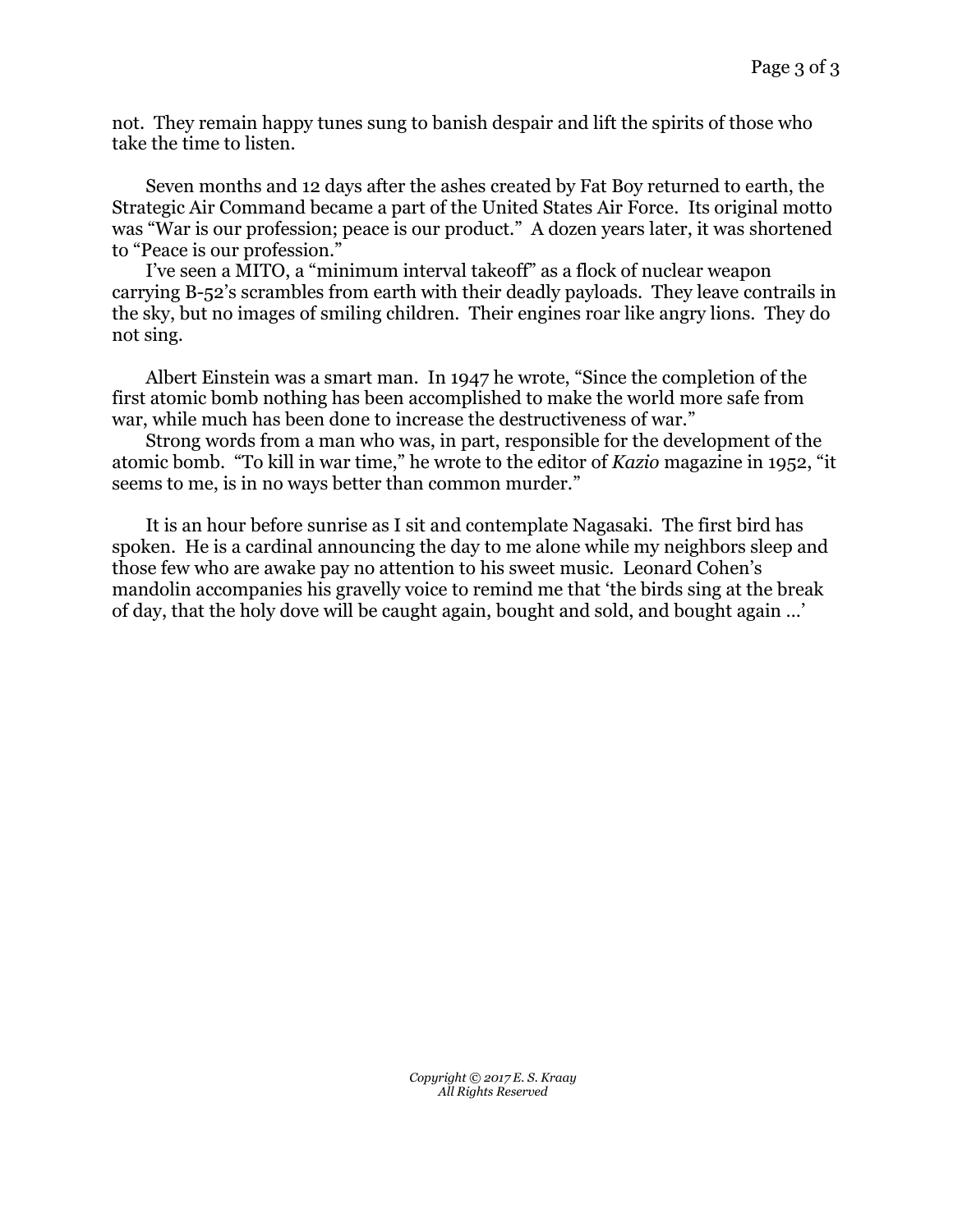not. They remain happy tunes sung to banish despair and lift the spirits of those who take the time to listen.

Seven months and 12 days after the ashes created by Fat Boy returned to earth, the Strategic Air Command became a part of the United States Air Force. Its original motto was "War is our profession; peace is our product." A dozen years later, it was shortened to "Peace is our profession."

I've seen a MITO, a "minimum interval takeoff" as a flock of nuclear weapon carrying B-52's scrambles from earth with their deadly payloads. They leave contrails in the sky, but no images of smiling children. Their engines roar like angry lions. They do not sing.

Albert Einstein was a smart man. In 1947 he wrote, "Since the completion of the first atomic bomb nothing has been accomplished to make the world more safe from war, while much has been done to increase the destructiveness of war."

Strong words from a man who was, in part, responsible for the development of the atomic bomb. "To kill in war time," he wrote to the editor of *Kazio* magazine in 1952, "it seems to me, is in no ways better than common murder."

It is an hour before sunrise as I sit and contemplate Nagasaki. The first bird has spoken. He is a cardinal announcing the day to me alone while my neighbors sleep and those few who are awake pay no attention to his sweet music. Leonard Cohen's mandolin accompanies his gravelly voice to remind me that 'the birds sing at the break of day, that the holy dove will be caught again, bought and sold, and bought again …'

*Copyright © 2017 E. S. Kraay*
*All Rights Reserved*